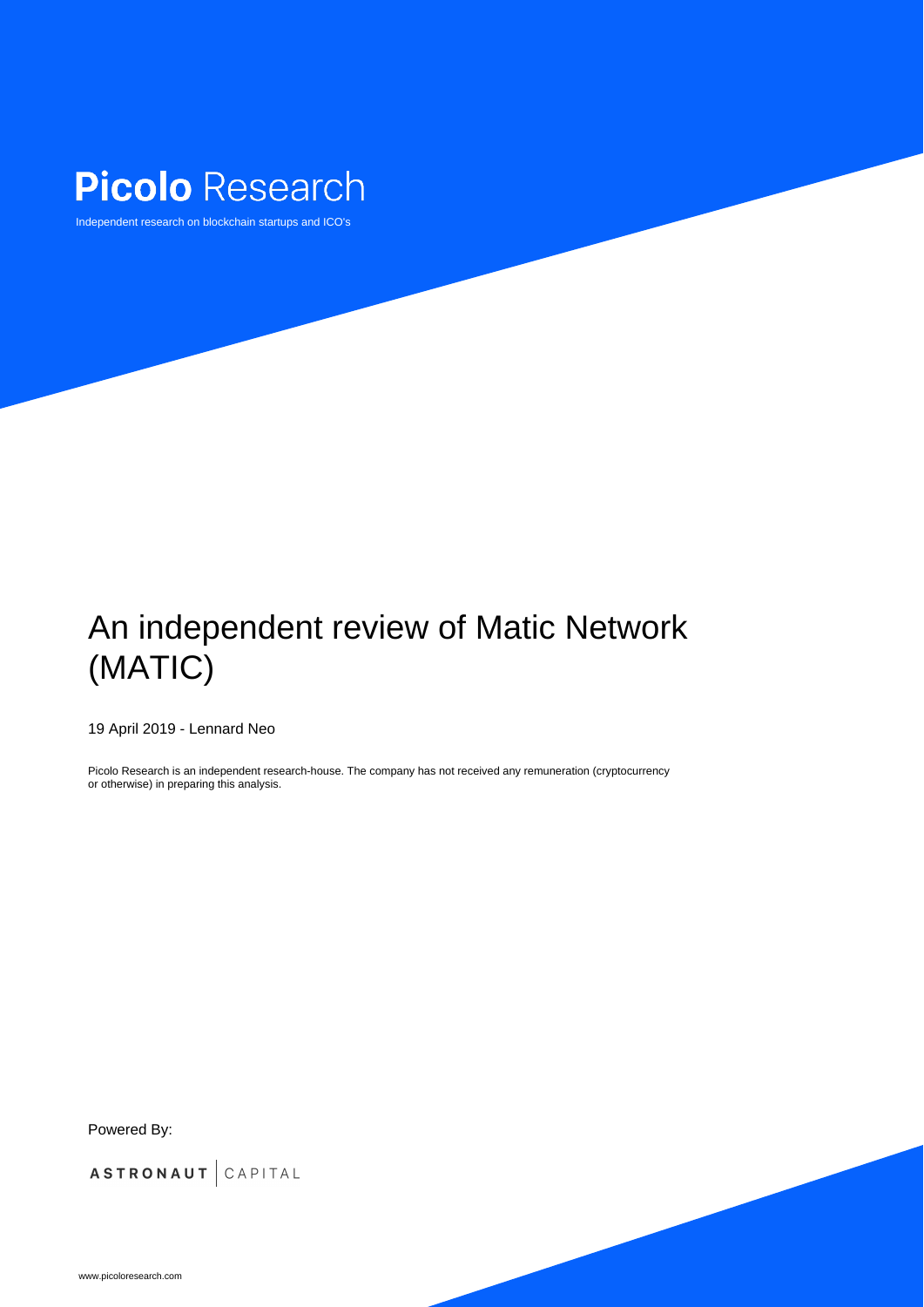**Picolo** Research

Independent research on blockchain startups and ICO's

# An independent review of Matic Network (MATIC)

19 April 2019 - Lennard Neo

Picolo Research is an independent research-house. The company has not received any remuneration (cryptocurrency or otherwise) in preparing this analysis.

Powered By:

ASTRONAUT CAPITAL

www.picoloresearch.com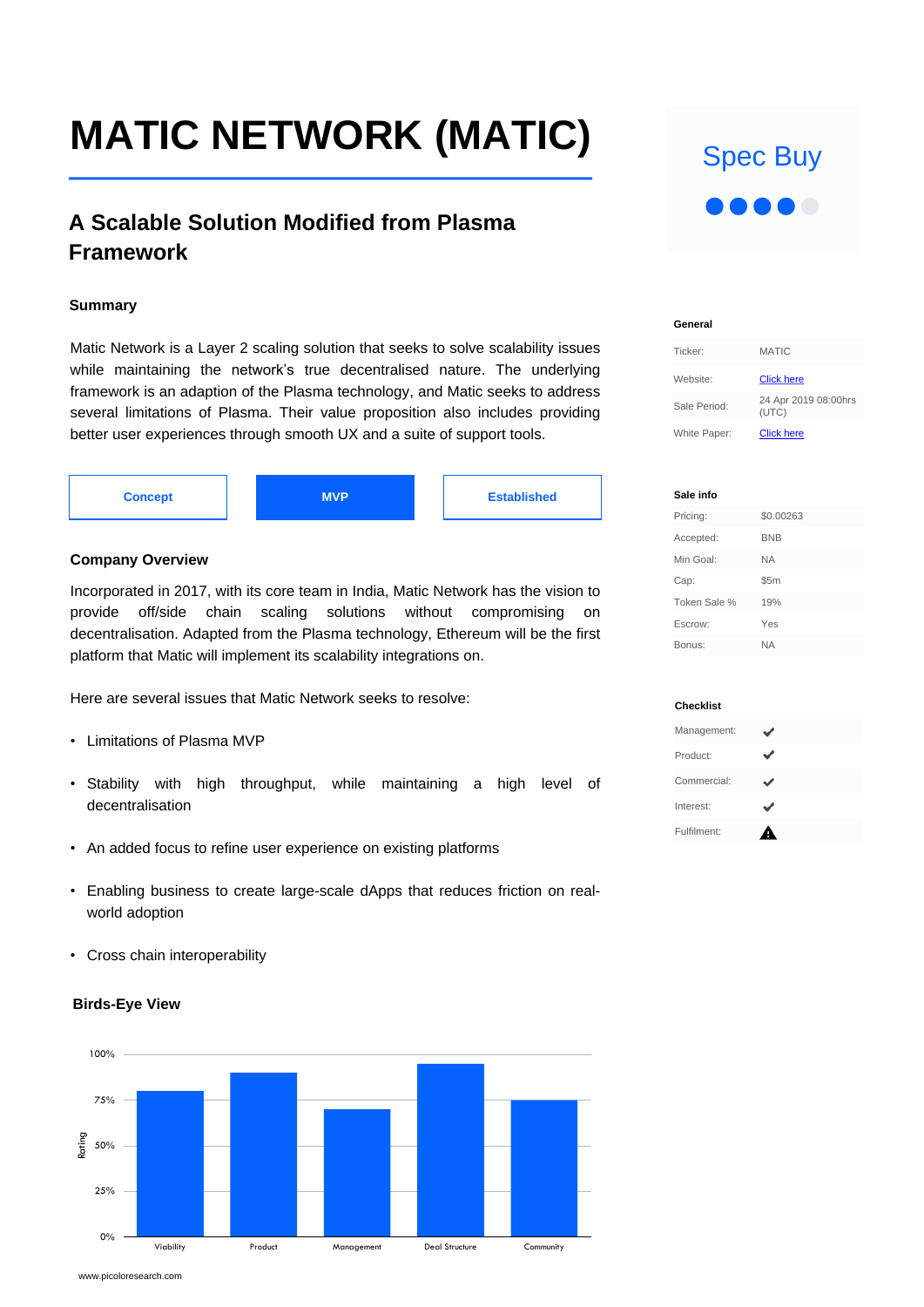# MATIC NETWORK (MATIC)

**Spec Buy**

●●●●○

## A Scalable Solution Modified from Plasma Framework

### Summary

Matic Network is a Layer 2 scaling solution that seeks to solve scalability issues while maintaining the network's true decentralised nature. The underlying framework is an adaption of the Plasma technology, and Matic seeks to address several limitations of Plasma. Their value proposition also includes providing better user experiences through smooth UX and a suite of support tools.

Concept | **MVP** | Established

### Company Overview

Incorporated in 2017, with its core team in India, Matic Network has the vision to provide off/side chain scaling solutions without compromising on decentralisation. Adapted from the Plasma technology, Ethereum will be the first platform that Matic will implement its scalability integrations on.

Here are several issues that Matic Network seeks to resolve:

- Limitations of Plasma MVP
- Stability with high throughput, while maintaining a high level of decentralisation
- An added focus to refine user experience on existing platforms
- Enabling business to create large-scale dApps that reduces friction on real-world adoption
- Cross chain interoperability

### Birds-Eye View

| Category | Rating |
|---|---|
| Viability | ~80% |
| Product | ~90% |
| Management | ~70% |
| Deal Structure | ~95% |
| Community | ~75% |

#### General

| | |
|---|---|
| Ticker: | MATIC |
| Website: | Click here |
| Sale Period: | 24 Apr 2019 08:00hrs (UTC) |
| White Paper: | Click here |

#### Sale info

| | |
|---|---|
| Pricing: | $0.00263 |
| Accepted: | BNB |
| Min Goal: | NA |
| Cap: | $5m |
| Token Sale % | 19% |
| Escrow: | Yes |
| Bonus: | NA |

#### Checklist

| | |
|---|---|
| Management: | ✔ |
| Product: | ✔ |
| Commercial: | ✔ |
| Interest: | ✔ |
| Fulfilment: | ⚠ |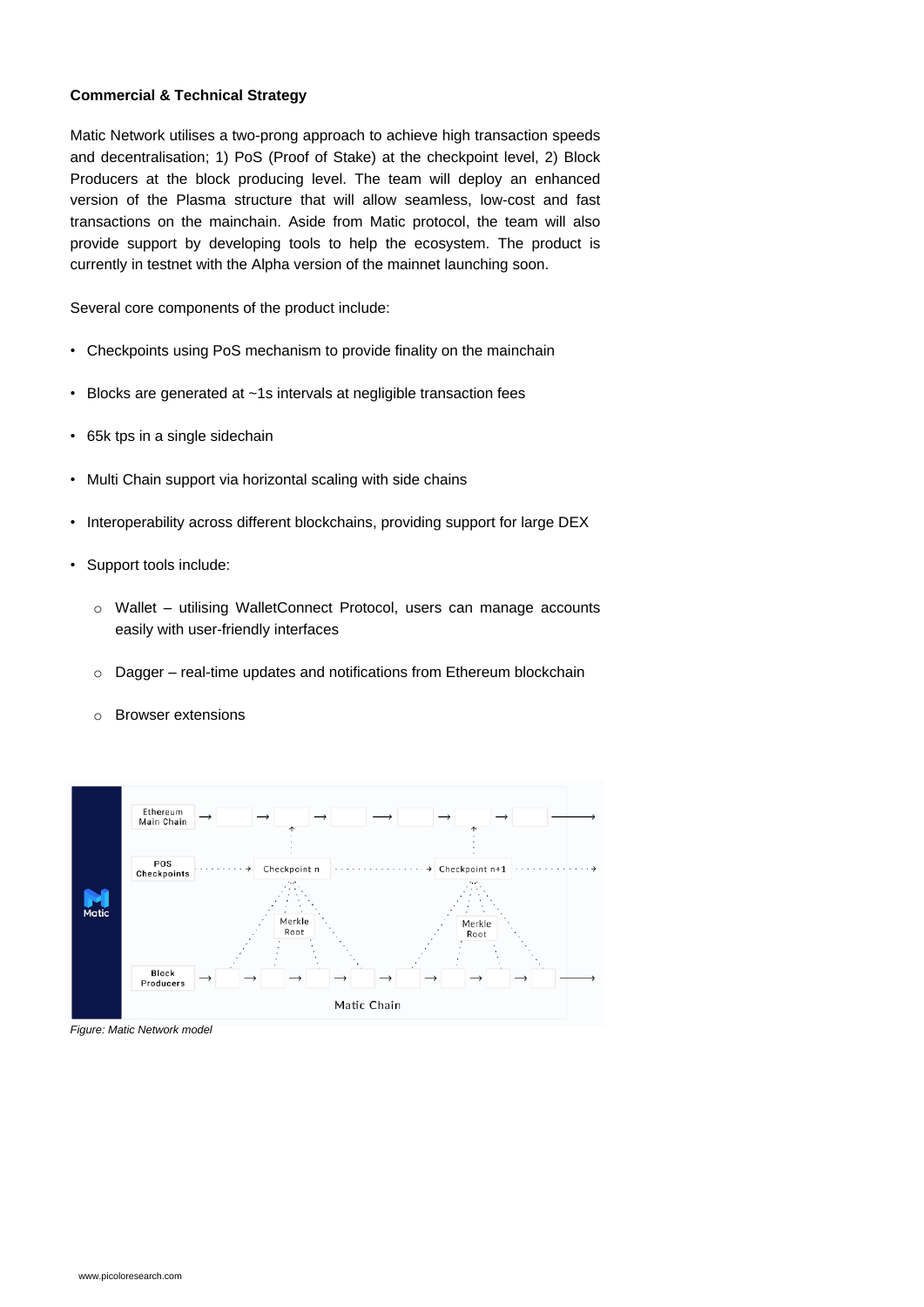**Commercial & Technical Strategy**

Matic Network utilises a two-prong approach to achieve high transaction speeds and decentralisation; 1) PoS (Proof of Stake) at the checkpoint level, 2) Block Producers at the block producing level. The team will deploy an enhanced version of the Plasma structure that will allow seamless, low-cost and fast transactions on the mainchain. Aside from Matic protocol, the team will also provide support by developing tools to help the ecosystem. The product is currently in testnet with the Alpha version of the mainnet launching soon.

Several core components of the product include:

- Checkpoints using PoS mechanism to provide finality on the mainchain
- Blocks are generated at ~1s intervals at negligible transaction fees
- 65k tps in a single sidechain
- Multi Chain support via horizontal scaling with side chains
- Interoperability across different blockchains, providing support for large DEX
- Support tools include:
  - Wallet – utilising WalletConnect Protocol, users can manage accounts easily with user-friendly interfaces
  - Dagger – real-time updates and notifications from Ethereum blockchain
  - Browser extensions

*Figure: Matic Network model*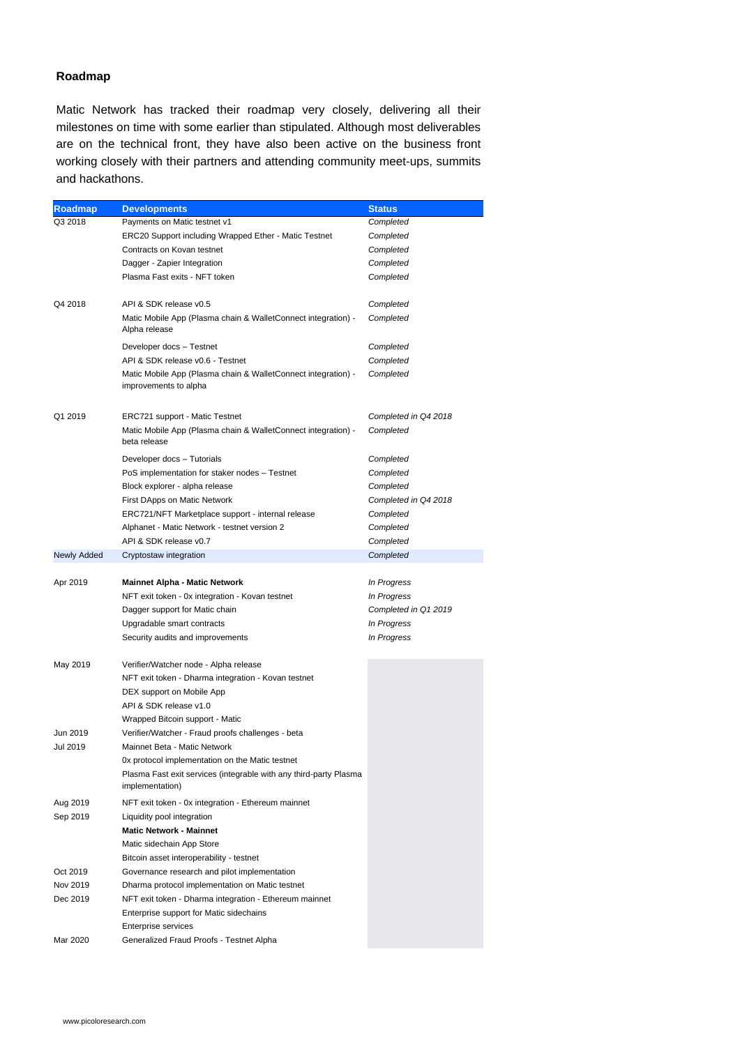## Roadmap

Matic Network has tracked their roadmap very closely, delivering all their milestones on time with some earlier than stipulated. Although most deliverables are on the technical front, they have also been active on the business front working closely with their partners and attending community meet-ups, summits and hackathons.

| Roadmap | Developments | Status |
|---|---|---|
| Q3 2018 | Payments on Matic testnet v1 | *Completed* |
| | ERC20 Support including Wrapped Ether - Matic Testnet | *Completed* |
| | Contracts on Kovan testnet | *Completed* |
| | Dagger - Zapier Integration | *Completed* |
| | Plasma Fast exits - NFT token | *Completed* |
| Q4 2018 | API & SDK release v0.5 | *Completed* |
| | Matic Mobile App (Plasma chain & WalletConnect integration) - Alpha release | *Completed* |
| | Developer docs – Testnet | *Completed* |
| | API & SDK release v0.6 - Testnet | *Completed* |
| | Matic Mobile App (Plasma chain & WalletConnect integration) - improvements to alpha | *Completed* |
| Q1 2019 | ERC721 support - Matic Testnet | *Completed in Q4 2018* |
| | Matic Mobile App (Plasma chain & WalletConnect integration) - beta release | *Completed* |
| | Developer docs – Tutorials | *Completed* |
| | PoS implementation for staker nodes – Testnet | *Completed* |
| | Block explorer - alpha release | *Completed* |
| | First DApps on Matic Network | *Completed in Q4 2018* |
| | ERC721/NFT Marketplace support - internal release | *Completed* |
| | Alphanet - Matic Network - testnet version 2 | *Completed* |
| | API & SDK release v0.7 | *Completed* |
| Newly Added | Cryptostaw integration | *Completed* |
| Apr 2019 | **Mainnet Alpha - Matic Network** | *In Progress* |
| | NFT exit token - 0x integration - Kovan testnet | *In Progress* |
| | Dagger support for Matic chain | *Completed in Q1 2019* |
| | Upgradable smart contracts | *In Progress* |
| | Security audits and improvements | *In Progress* |
| May 2019 | Verifier/Watcher node - Alpha release | |
| | NFT exit token - Dharma integration - Kovan testnet | |
| | DEX support on Mobile App | |
| | API & SDK release v1.0 | |
| | Wrapped Bitcoin support - Matic | |
| Jun 2019 | Verifier/Watcher - Fraud proofs challenges - beta | |
| Jul 2019 | Mainnet Beta - Matic Network | |
| | 0x protocol implementation on the Matic testnet | |
| | Plasma Fast exit services (integrable with any third-party Plasma implementation) | |
| Aug 2019 | NFT exit token - 0x integration - Ethereum mainnet | |
| Sep 2019 | Liquidity pool integration | |
| | **Matic Network - Mainnet** | |
| | Matic sidechain App Store | |
| | Bitcoin asset interoperability - testnet | |
| Oct 2019 | Governance research and pilot implementation | |
| Nov 2019 | Dharma protocol implementation on Matic testnet | |
| Dec 2019 | NFT exit token - Dharma integration - Ethereum mainnet | |
| | Enterprise support for Matic sidechains | |
| | Enterprise services | |
| Mar 2020 | Generalized Fraud Proofs - Testnet Alpha | |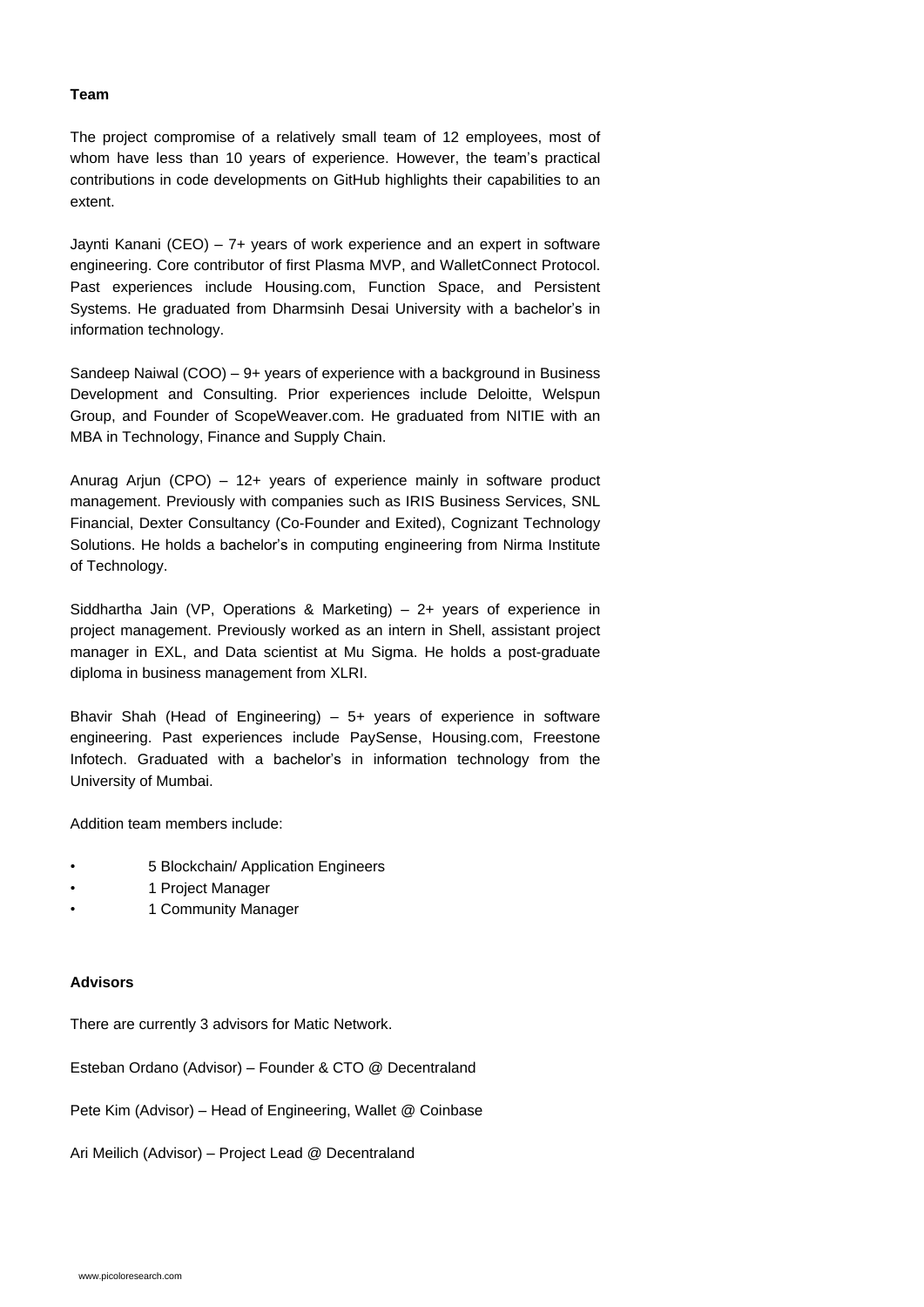**Team**

The project compromise of a relatively small team of 12 employees, most of whom have less than 10 years of experience. However, the team's practical contributions in code developments on GitHub highlights their capabilities to an extent.

Jaynti Kanani (CEO) – 7+ years of work experience and an expert in software engineering. Core contributor of first Plasma MVP, and WalletConnect Protocol. Past experiences include Housing.com, Function Space, and Persistent Systems. He graduated from Dharmsinh Desai University with a bachelor's in information technology.

Sandeep Naiwal (COO) – 9+ years of experience with a background in Business Development and Consulting. Prior experiences include Deloitte, Welspun Group, and Founder of ScopeWeaver.com. He graduated from NITIE with an MBA in Technology, Finance and Supply Chain.

Anurag Arjun (CPO) – 12+ years of experience mainly in software product management. Previously with companies such as IRIS Business Services, SNL Financial, Dexter Consultancy (Co-Founder and Exited), Cognizant Technology Solutions. He holds a bachelor's in computing engineering from Nirma Institute of Technology.

Siddhartha Jain (VP, Operations & Marketing) – 2+ years of experience in project management. Previously worked as an intern in Shell, assistant project manager in EXL, and Data scientist at Mu Sigma. He holds a post-graduate diploma in business management from XLRI.

Bhavir Shah (Head of Engineering) – 5+ years of experience in software engineering. Past experiences include PaySense, Housing.com, Freestone Infotech. Graduated with a bachelor's in information technology from the University of Mumbai.

Addition team members include:

- 5 Blockchain/ Application Engineers
- 1 Project Manager
- 1 Community Manager

**Advisors**

There are currently 3 advisors for Matic Network.

Esteban Ordano (Advisor) – Founder & CTO @ Decentraland

Pete Kim (Advisor) – Head of Engineering, Wallet @ Coinbase

Ari Meilich (Advisor) – Project Lead @ Decentraland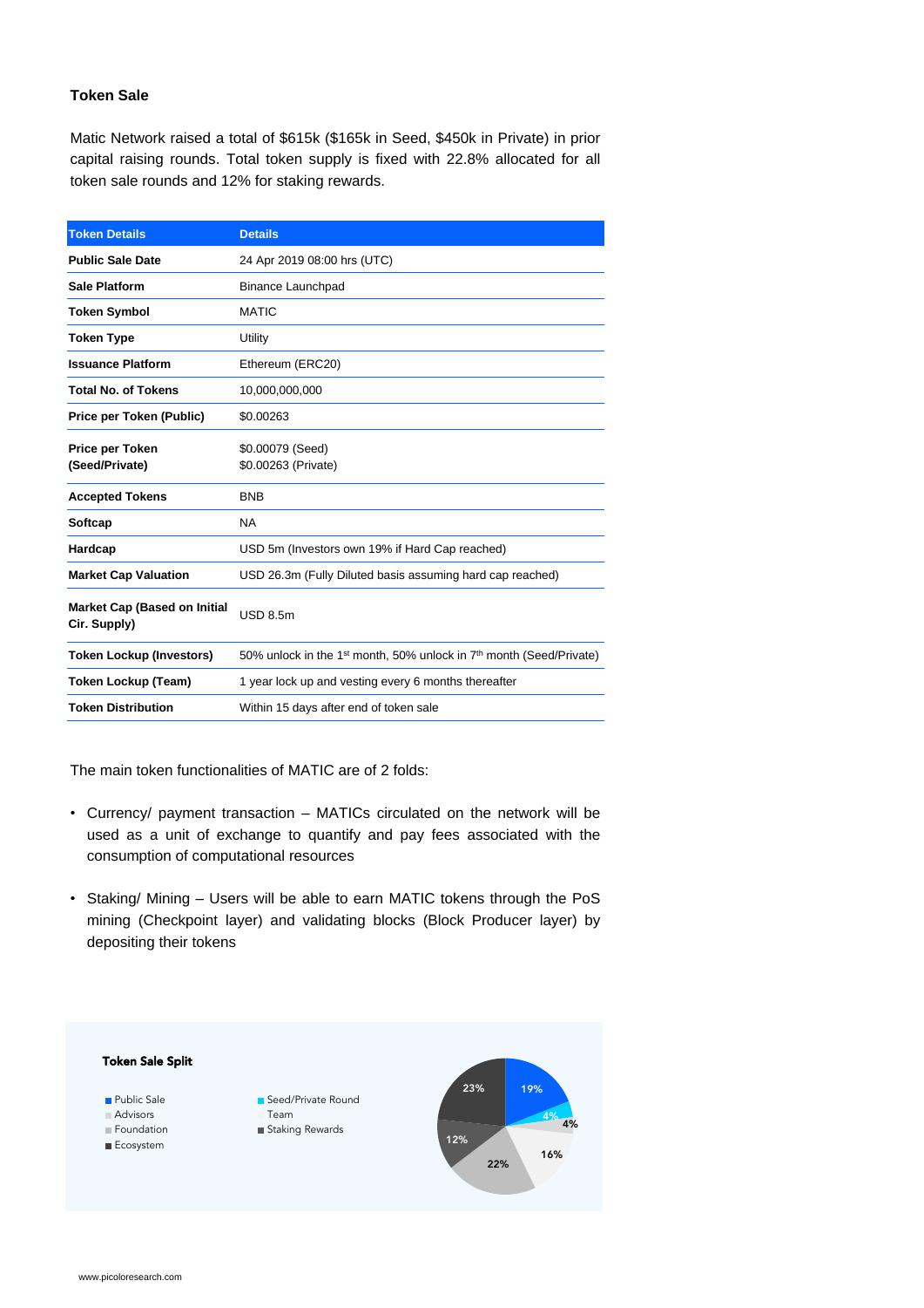## Token Sale

Matic Network raised a total of $615k ($165k in Seed, $450k in Private) in prior capital raising rounds. Total token supply is fixed with 22.8% allocated for all token sale rounds and 12% for staking rewards.

| Token Details | Details |
|---|---|
| **Public Sale Date** | 24 Apr 2019 08:00 hrs (UTC) |
| **Sale Platform** | Binance Launchpad |
| **Token Symbol** | MATIC |
| **Token Type** | Utility |
| **Issuance Platform** | Ethereum (ERC20) |
| **Total No. of Tokens** | 10,000,000,000 |
| **Price per Token (Public)** | $0.00263 |
| **Price per Token (Seed/Private)** | $0.00079 (Seed)<br>$0.00263 (Private) |
| **Accepted Tokens** | BNB |
| **Softcap** | NA |
| **Hardcap** | USD 5m (Investors own 19% if Hard Cap reached) |
| **Market Cap Valuation** | USD 26.3m (Fully Diluted basis assuming hard cap reached) |
| **Market Cap (Based on Initial Cir. Supply)** | USD 8.5m |
| **Token Lockup (Investors)** | 50% unlock in the 1st month, 50% unlock in 7th month (Seed/Private) |
| **Token Lockup (Team)** | 1 year lock up and vesting every 6 months thereafter |
| **Token Distribution** | Within 15 days after end of token sale |

The main token functionalities of MATIC are of 2 folds:

- Currency/ payment transaction – MATICs circulated on the network will be used as a unit of exchange to quantify and pay fees associated with the consumption of computational resources
- Staking/ Mining – Users will be able to earn MATIC tokens through the PoS mining (Checkpoint layer) and validating blocks (Block Producer layer) by depositing their tokens

**Token Sale Split**

- Public Sale: 19%
- Seed/Private Round: 4%
- Advisors: 4%
- Team: 16%
- Foundation: 22%
- Staking Rewards: 12%
- Ecosystem: 23%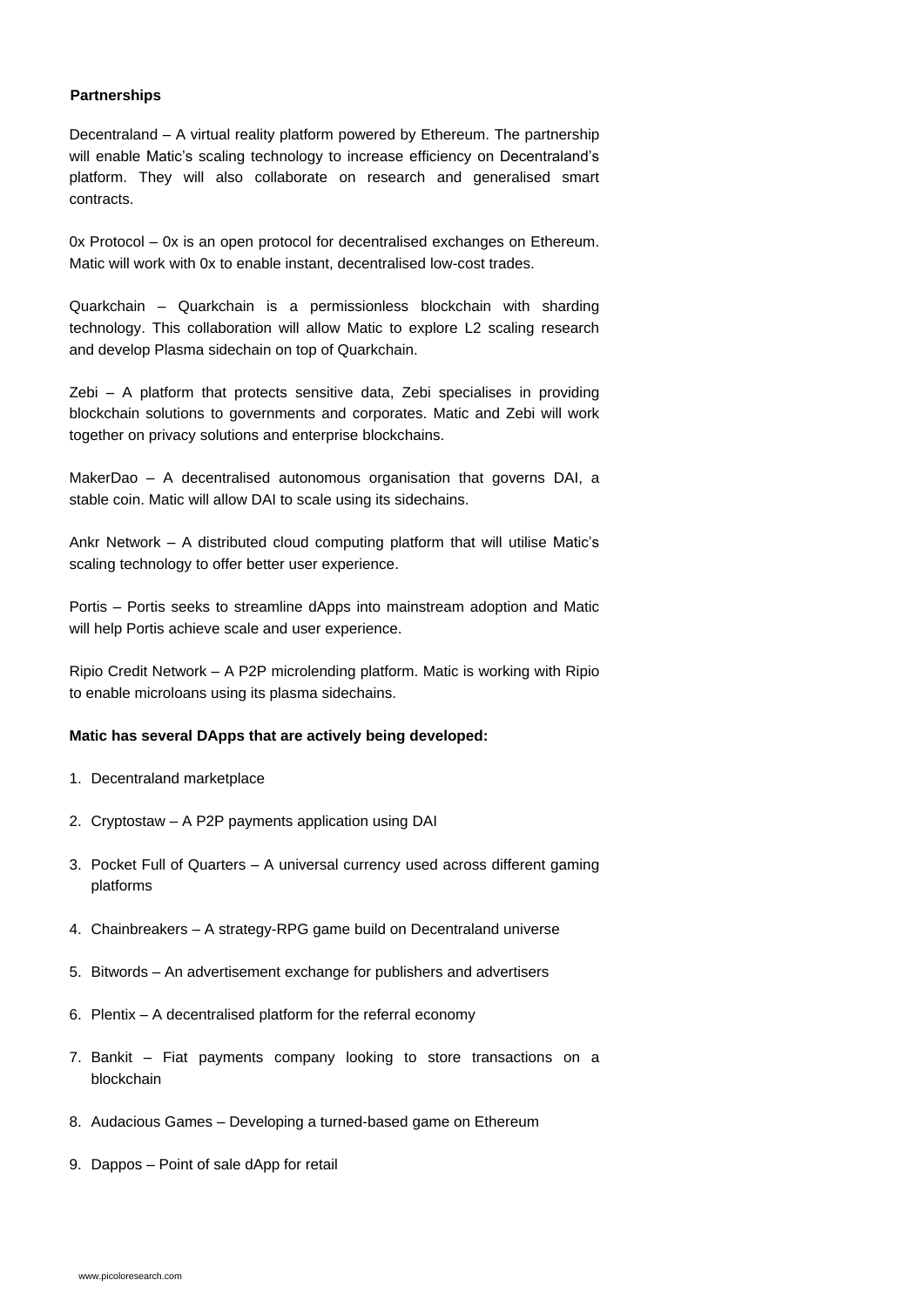**Partnerships**

Decentraland – A virtual reality platform powered by Ethereum. The partnership will enable Matic's scaling technology to increase efficiency on Decentraland's platform. They will also collaborate on research and generalised smart contracts.

0x Protocol – 0x is an open protocol for decentralised exchanges on Ethereum. Matic will work with 0x to enable instant, decentralised low-cost trades.

Quarkchain – Quarkchain is a permissionless blockchain with sharding technology. This collaboration will allow Matic to explore L2 scaling research and develop Plasma sidechain on top of Quarkchain.

Zebi – A platform that protects sensitive data, Zebi specialises in providing blockchain solutions to governments and corporates. Matic and Zebi will work together on privacy solutions and enterprise blockchains.

MakerDao – A decentralised autonomous organisation that governs DAI, a stable coin. Matic will allow DAI to scale using its sidechains.

Ankr Network – A distributed cloud computing platform that will utilise Matic's scaling technology to offer better user experience.

Portis – Portis seeks to streamline dApps into mainstream adoption and Matic will help Portis achieve scale and user experience.

Ripio Credit Network – A P2P microlending platform. Matic is working with Ripio to enable microloans using its plasma sidechains.

**Matic has several DApps that are actively being developed:**

1. Decentraland marketplace
2. Cryptostaw – A P2P payments application using DAI
3. Pocket Full of Quarters – A universal currency used across different gaming platforms
4. Chainbreakers – A strategy-RPG game build on Decentraland universe
5. Bitwords – An advertisement exchange for publishers and advertisers
6. Plentix – A decentralised platform for the referral economy
7. Bankit – Fiat payments company looking to store transactions on a blockchain
8. Audacious Games – Developing a turned-based game on Ethereum
9. Dappos – Point of sale dApp for retail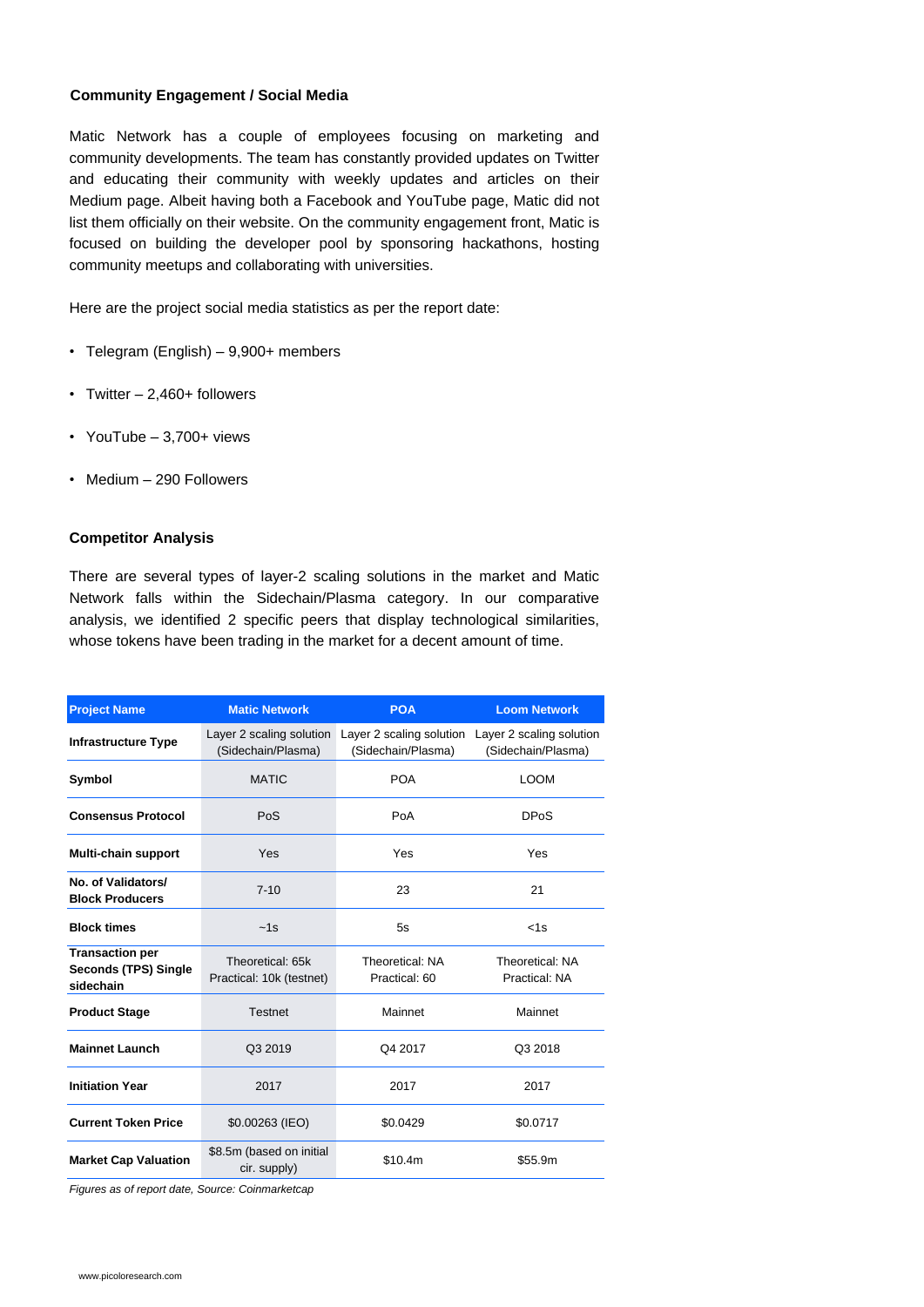### Community Engagement / Social Media

Matic Network has a couple of employees focusing on marketing and community developments. The team has constantly provided updates on Twitter and educating their community with weekly updates and articles on their Medium page. Albeit having both a Facebook and YouTube page, Matic did not list them officially on their website. On the community engagement front, Matic is focused on building the developer pool by sponsoring hackathons, hosting community meetups and collaborating with universities.

Here are the project social media statistics as per the report date:

- Telegram (English) – 9,900+ members
- Twitter – 2,460+ followers
- YouTube – 3,700+ views
- Medium – 290 Followers

### Competitor Analysis

There are several types of layer-2 scaling solutions in the market and Matic Network falls within the Sidechain/Plasma category. In our comparative analysis, we identified 2 specific peers that display technological similarities, whose tokens have been trading in the market for a decent amount of time.

| Project Name | Matic Network | POA | Loom Network |
|---|---|---|---|
| **Infrastructure Type** | Layer 2 scaling solution (Sidechain/Plasma) | Layer 2 scaling solution (Sidechain/Plasma) | Layer 2 scaling solution (Sidechain/Plasma) |
| **Symbol** | MATIC | POA | LOOM |
| **Consensus Protocol** | PoS | PoA | DPoS |
| **Multi-chain support** | Yes | Yes | Yes |
| **No. of Validators/ Block Producers** | 7-10 | 23 | 21 |
| **Block times** | ~1s | 5s | <1s |
| **Transaction per Seconds (TPS) Single sidechain** | Theoretical: 65k Practical: 10k (testnet) | Theoretical: NA Practical: 60 | Theoretical: NA Practical: NA |
| **Product Stage** | Testnet | Mainnet | Mainnet |
| **Mainnet Launch** | Q3 2019 | Q4 2017 | Q3 2018 |
| **Initiation Year** | 2017 | 2017 | 2017 |
| **Current Token Price** | $0.00263 (IEO) | $0.0429 | $0.0717 |
| **Market Cap Valuation** | $8.5m (based on initial cir. supply) | $10.4m | $55.9m |

*Figures as of report date, Source: Coinmarketcap*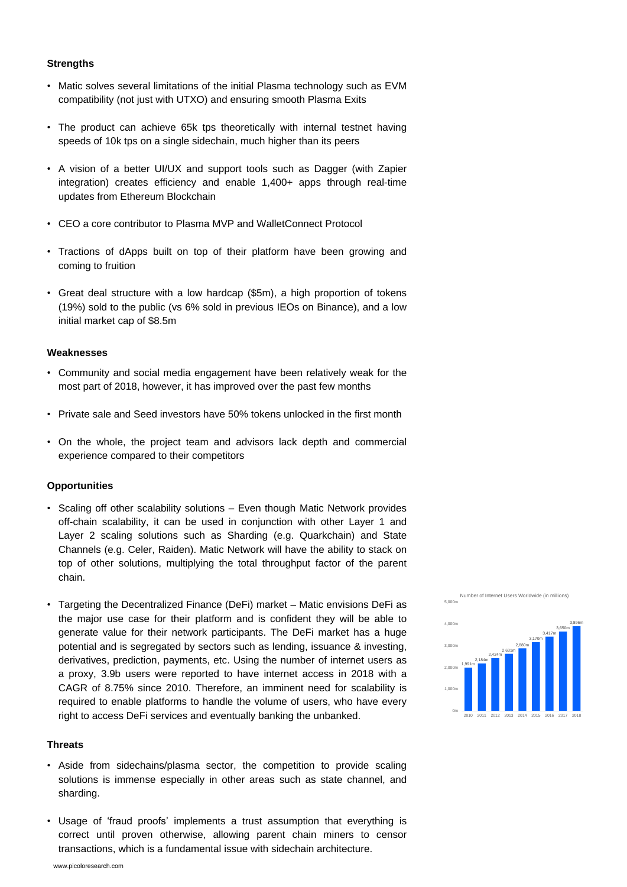### Strengths

- Matic solves several limitations of the initial Plasma technology such as EVM compatibility (not just with UTXO) and ensuring smooth Plasma Exits
- The product can achieve 65k tps theoretically with internal testnet having speeds of 10k tps on a single sidechain, much higher than its peers
- A vision of a better UI/UX and support tools such as Dagger (with Zapier integration) creates efficiency and enable 1,400+ apps through real-time updates from Ethereum Blockchain
- CEO a core contributor to Plasma MVP and WalletConnect Protocol
- Tractions of dApps built on top of their platform have been growing and coming to fruition
- Great deal structure with a low hardcap ($5m), a high proportion of tokens (19%) sold to the public (vs 6% sold in previous IEOs on Binance), and a low initial market cap of $8.5m

### Weaknesses

- Community and social media engagement have been relatively weak for the most part of 2018, however, it has improved over the past few months
- Private sale and Seed investors have 50% tokens unlocked in the first month
- On the whole, the project team and advisors lack depth and commercial experience compared to their competitors

### Opportunities

- Scaling off other scalability solutions – Even though Matic Network provides off-chain scalability, it can be used in conjunction with other Layer 1 and Layer 2 scaling solutions such as Sharding (e.g. Quarkchain) and State Channels (e.g. Celer, Raiden). Matic Network will have the ability to stack on top of other solutions, multiplying the total throughput factor of the parent chain.
- Targeting the Decentralized Finance (DeFi) market – Matic envisions DeFi as the major use case for their platform and is confident they will be able to generate value for their network participants. The DeFi market has a huge potential and is segregated by sectors such as lending, issuance & investing, derivatives, prediction, payments, etc. Using the number of internet users as a proxy, 3.9b users were reported to have internet access in 2018 with a CAGR of 8.75% since 2010. Therefore, an imminent need for scalability is required to enable platforms to handle the volume of users, who have every right to access DeFi services and eventually banking the unbanked.

Number of Internet Users Worldwide (in millions)

| Year | 2010 | 2011 | 2012 | 2013 | 2014 | 2015 | 2016 | 2017 | 2018 |
|---|---|---|---|---|---|---|---|---|---|
| Users | 1,991m | 2,184m | 2,424m | 2,631m | 2,880m | 3,170m | 3,417m | 3,650m | 3,896m |

### Threats

- Aside from sidechains/plasma sector, the competition to provide scaling solutions is immense especially in other areas such as state channel, and sharding.
- Usage of 'fraud proofs' implements a trust assumption that everything is correct until proven otherwise, allowing parent chain miners to censor transactions, which is a fundamental issue with sidechain architecture.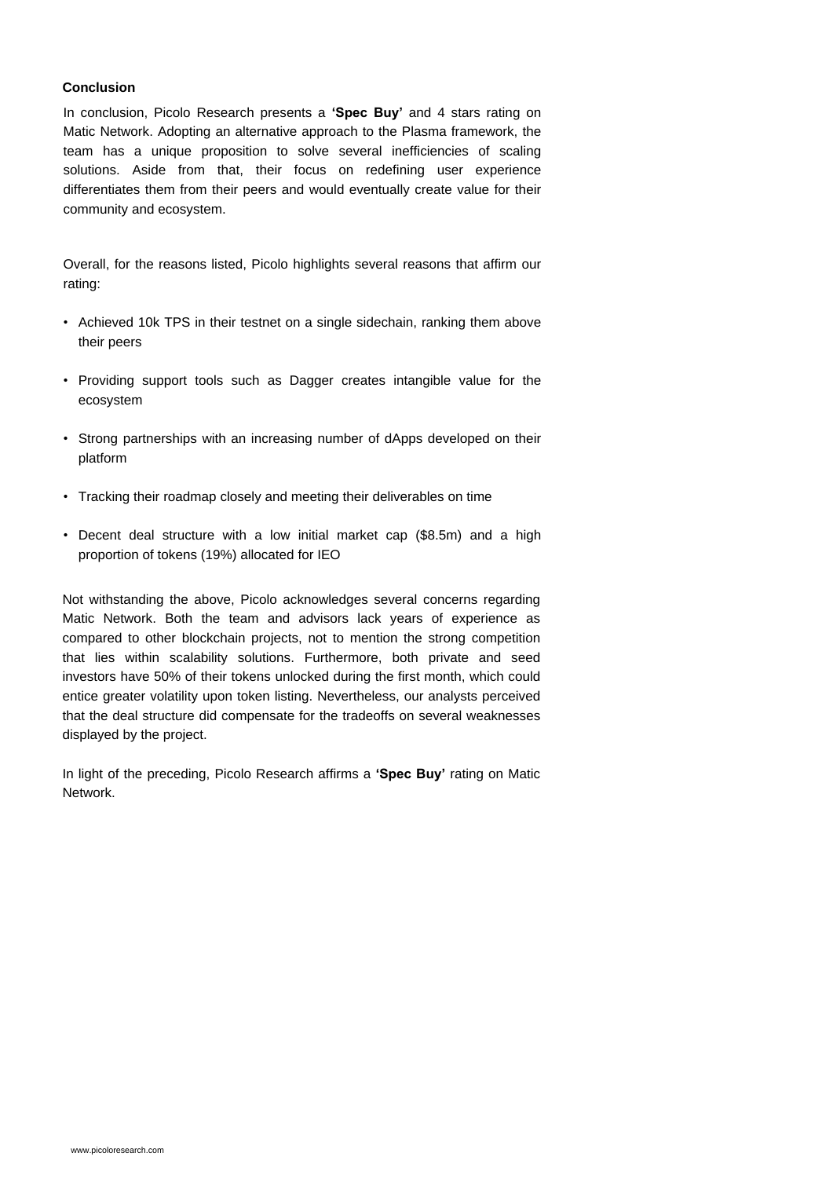### Conclusion

In conclusion, Picolo Research presents a **'Spec Buy'** and 4 stars rating on Matic Network. Adopting an alternative approach to the Plasma framework, the team has a unique proposition to solve several inefficiencies of scaling solutions. Aside from that, their focus on redefining user experience differentiates them from their peers and would eventually create value for their community and ecosystem.

Overall, for the reasons listed, Picolo highlights several reasons that affirm our rating:

- Achieved 10k TPS in their testnet on a single sidechain, ranking them above their peers
- Providing support tools such as Dagger creates intangible value for the ecosystem
- Strong partnerships with an increasing number of dApps developed on their platform
- Tracking their roadmap closely and meeting their deliverables on time
- Decent deal structure with a low initial market cap ($8.5m) and a high proportion of tokens (19%) allocated for IEO

Not withstanding the above, Picolo acknowledges several concerns regarding Matic Network. Both the team and advisors lack years of experience as compared to other blockchain projects, not to mention the strong competition that lies within scalability solutions. Furthermore, both private and seed investors have 50% of their tokens unlocked during the first month, which could entice greater volatility upon token listing. Nevertheless, our analysts perceived that the deal structure did compensate for the tradeoffs on several weaknesses displayed by the project.

In light of the preceding, Picolo Research affirms a **'Spec Buy'** rating on Matic Network.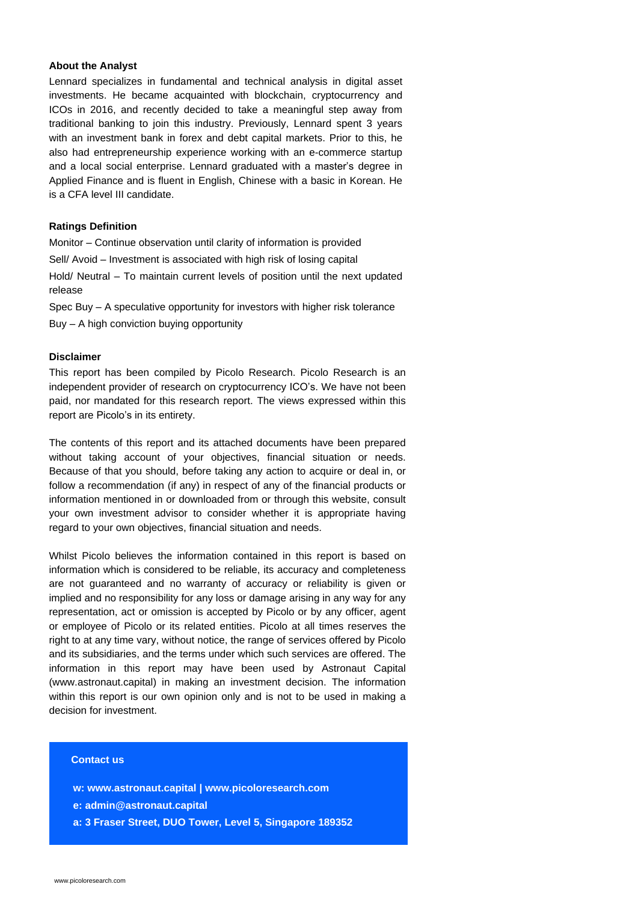**About the Analyst**

Lennard specializes in fundamental and technical analysis in digital asset investments. He became acquainted with blockchain, cryptocurrency and ICOs in 2016, and recently decided to take a meaningful step away from traditional banking to join this industry. Previously, Lennard spent 3 years with an investment bank in forex and debt capital markets. Prior to this, he also had entrepreneurship experience working with an e-commerce startup and a local social enterprise. Lennard graduated with a master's degree in Applied Finance and is fluent in English, Chinese with a basic in Korean. He is a CFA level III candidate.

**Ratings Definition**

Monitor – Continue observation until clarity of information is provided

Sell/ Avoid – Investment is associated with high risk of losing capital

Hold/ Neutral – To maintain current levels of position until the next updated release

Spec Buy – A speculative opportunity for investors with higher risk tolerance

Buy – A high conviction buying opportunity

**Disclaimer**

This report has been compiled by Picolo Research. Picolo Research is an independent provider of research on cryptocurrency ICO's. We have not been paid, nor mandated for this research report. The views expressed within this report are Picolo's in its entirety.

The contents of this report and its attached documents have been prepared without taking account of your objectives, financial situation or needs. Because of that you should, before taking any action to acquire or deal in, or follow a recommendation (if any) in respect of any of the financial products or information mentioned in or downloaded from or through this website, consult your own investment advisor to consider whether it is appropriate having regard to your own objectives, financial situation and needs.

Whilst Picolo believes the information contained in this report is based on information which is considered to be reliable, its accuracy and completeness are not guaranteed and no warranty of accuracy or reliability is given or implied and no responsibility for any loss or damage arising in any way for any representation, act or omission is accepted by Picolo or by any officer, agent or employee of Picolo or its related entities. Picolo at all times reserves the right to at any time vary, without notice, the range of services offered by Picolo and its subsidiaries, and the terms under which such services are offered. The information in this report may have been used by Astronaut Capital (www.astronaut.capital) in making an investment decision. The information within this report is our own opinion only and is not to be used in making a decision for investment.

**Contact us**

**w: www.astronaut.capital | www.picoloresearch.com**

**e: admin@astronaut.capital**

**a: 3 Fraser Street, DUO Tower, Level 5, Singapore 189352**